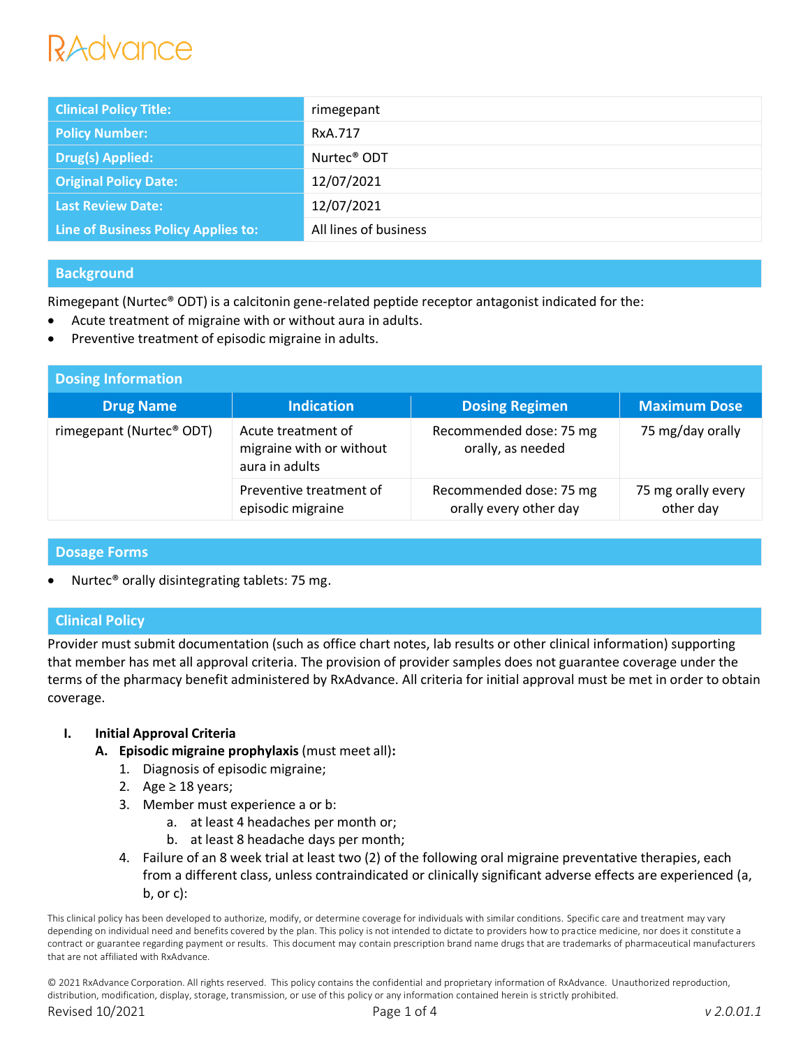RxAdvance

| Clinical Policy Title: | rimegepant |
|---|---|
| Policy Number: | RxA.717 |
| Drug(s) Applied: | Nurtec® ODT |
| Original Policy Date: | 12/07/2021 |
| Last Review Date: | 12/07/2021 |
| Line of Business Policy Applies to: | All lines of business |

## Background

Rimegepant (Nurtec® ODT) is a calcitonin gene-related peptide receptor antagonist indicated for the:

- Acute treatment of migraine with or without aura in adults.
- Preventive treatment of episodic migraine in adults.

## Dosing Information

| Drug Name | Indication | Dosing Regimen | Maximum Dose |
|---|---|---|---|
| rimegepant (Nurtec® ODT) | Acute treatment of migraine with or without aura in adults | Recommended dose: 75 mg orally, as needed | 75 mg/day orally |
| | Preventive treatment of episodic migraine | Recommended dose: 75 mg orally every other day | 75 mg orally every other day |

## Dosage Forms

- Nurtec® orally disintegrating tablets: 75 mg.

## Clinical Policy

Provider must submit documentation (such as office chart notes, lab results or other clinical information) supporting that member has met all approval criteria. The provision of provider samples does not guarantee coverage under the terms of the pharmacy benefit administered by RxAdvance. All criteria for initial approval must be met in order to obtain coverage.

**I. Initial Approval Criteria**

**A. Episodic migraine prophylaxis** (must meet all)**:**

1. Diagnosis of episodic migraine;
2. Age ≥ 18 years;
3. Member must experience a or b:
   a. at least 4 headaches per month or;
   b. at least 8 headache days per month;
4. Failure of an 8 week trial at least two (2) of the following oral migraine preventative therapies, each from a different class, unless contraindicated or clinically significant adverse effects are experienced (a, b, or c):

This clinical policy has been developed to authorize, modify, or determine coverage for individuals with similar conditions. Specific care and treatment may vary depending on individual need and benefits covered by the plan. This policy is not intended to dictate to providers how to practice medicine, nor does it constitute a contract or guarantee regarding payment or results. This document may contain prescription brand name drugs that are trademarks of pharmaceutical manufacturers that are not affiliated with RxAdvance.

© 2021 RxAdvance Corporation. All rights reserved. This policy contains the confidential and proprietary information of RxAdvance. Unauthorized reproduction, distribution, modification, display, storage, transmission, or use of this policy or any information contained herein is strictly prohibited.

Revised 10/2021 v 2.0.01.1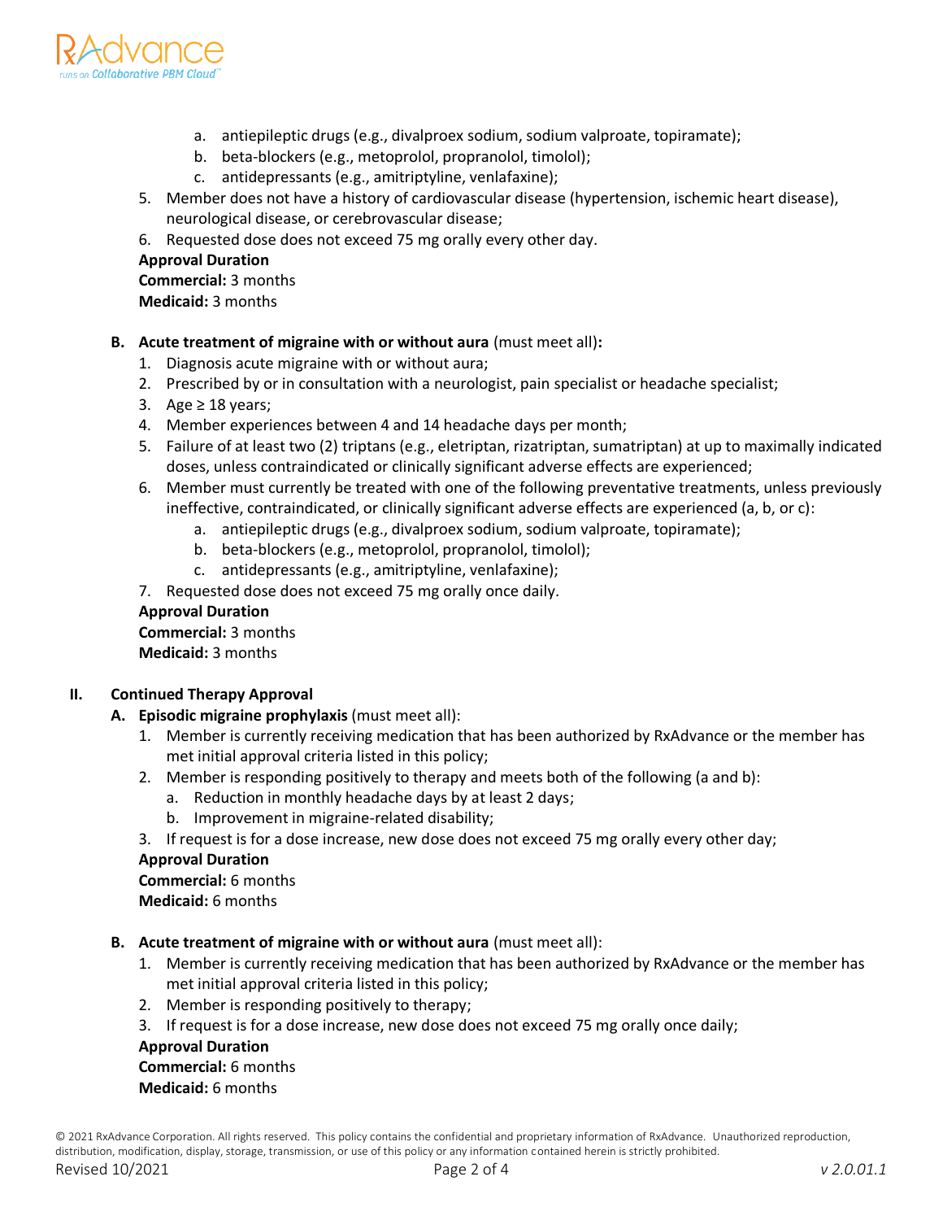a. antiepileptic drugs (e.g., divalproex sodium, sodium valproate, topiramate);
b. beta-blockers (e.g., metoprolol, propranolol, timolol);
c. antidepressants (e.g., amitriptyline, venlafaxine);

5. Member does not have a history of cardiovascular disease (hypertension, ischemic heart disease), neurological disease, or cerebrovascular disease;
6. Requested dose does not exceed 75 mg orally every other day.

**Approval Duration**
**Commercial:** 3 months
**Medicaid:** 3 months

**B. Acute treatment of migraine with or without aura** (must meet all)**:**

1. Diagnosis acute migraine with or without aura;
2. Prescribed by or in consultation with a neurologist, pain specialist or headache specialist;
3. Age ≥ 18 years;
4. Member experiences between 4 and 14 headache days per month;
5. Failure of at least two (2) triptans (e.g., eletriptan, rizatriptan, sumatriptan) at up to maximally indicated doses, unless contraindicated or clinically significant adverse effects are experienced;
6. Member must currently be treated with one of the following preventative treatments, unless previously ineffective, contraindicated, or clinically significant adverse effects are experienced (a, b, or c):
   a. antiepileptic drugs (e.g., divalproex sodium, sodium valproate, topiramate);
   b. beta-blockers (e.g., metoprolol, propranolol, timolol);
   c. antidepressants (e.g., amitriptyline, venlafaxine);
7. Requested dose does not exceed 75 mg orally once daily.

**Approval Duration**
**Commercial:** 3 months
**Medicaid:** 3 months

## II. Continued Therapy Approval

**A. Episodic migraine prophylaxis** (must meet all):

1. Member is currently receiving medication that has been authorized by RxAdvance or the member has met initial approval criteria listed in this policy;
2. Member is responding positively to therapy and meets both of the following (a and b):
   a. Reduction in monthly headache days by at least 2 days;
   b. Improvement in migraine-related disability;
3. If request is for a dose increase, new dose does not exceed 75 mg orally every other day;

**Approval Duration**
**Commercial:** 6 months
**Medicaid:** 6 months

**B. Acute treatment of migraine with or without aura** (must meet all):

1. Member is currently receiving medication that has been authorized by RxAdvance or the member has met initial approval criteria listed in this policy;
2. Member is responding positively to therapy;
3. If request is for a dose increase, new dose does not exceed 75 mg orally once daily;

**Approval Duration**
**Commercial:** 6 months
**Medicaid:** 6 months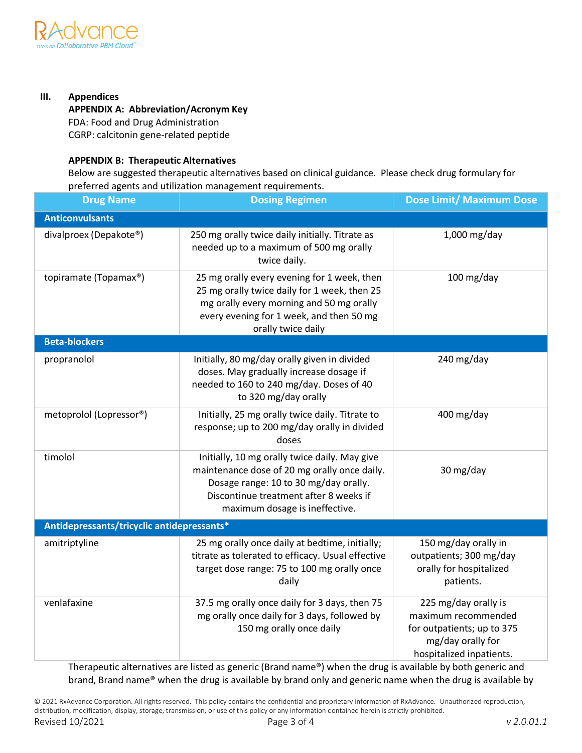## III. Appendices

### APPENDIX A: Abbreviation/Acronym Key

FDA: Food and Drug Administration
CGRP: calcitonin gene-related peptide

### APPENDIX B: Therapeutic Alternatives

Below are suggested therapeutic alternatives based on clinical guidance. Please check drug formulary for preferred agents and utilization management requirements.

| Drug Name | Dosing Regimen | Dose Limit/ Maximum Dose |
|---|---|---|
| **Anticonvulsants** | | |
| divalproex (Depakote®) | 250 mg orally twice daily initially. Titrate as needed up to a maximum of 500 mg orally twice daily. | 1,000 mg/day |
| topiramate (Topamax®) | 25 mg orally every evening for 1 week, then 25 mg orally twice daily for 1 week, then 25 mg orally every morning and 50 mg orally every evening for 1 week, and then 50 mg orally twice daily | 100 mg/day |
| **Beta-blockers** | | |
| propranolol | Initially, 80 mg/day orally given in divided doses. May gradually increase dosage if needed to 160 to 240 mg/day. Doses of 40 to 320 mg/day orally | 240 mg/day |
| metoprolol (Lopressor®) | Initially, 25 mg orally twice daily. Titrate to response; up to 200 mg/day orally in divided doses | 400 mg/day |
| timolol | Initially, 10 mg orally twice daily. May give maintenance dose of 20 mg orally once daily. Dosage range: 10 to 30 mg/day orally. Discontinue treatment after 8 weeks if maximum dosage is ineffective. | 30 mg/day |
| **Antidepressants/tricyclic antidepressants*** | | |
| amitriptyline | 25 mg orally once daily at bedtime, initially; titrate as tolerated to efficacy. Usual effective target dose range: 75 to 100 mg orally once daily | 150 mg/day orally in outpatients; 300 mg/day orally for hospitalized patients. |
| venlafaxine | 37.5 mg orally once daily for 3 days, then 75 mg orally once daily for 3 days, followed by 150 mg orally once daily | 225 mg/day orally is maximum recommended for outpatients; up to 375 mg/day orally for hospitalized inpatients. |

Therapeutic alternatives are listed as generic (Brand name®) when the drug is available by both generic and brand, Brand name® when the drug is available by brand only and generic name when the drug is available by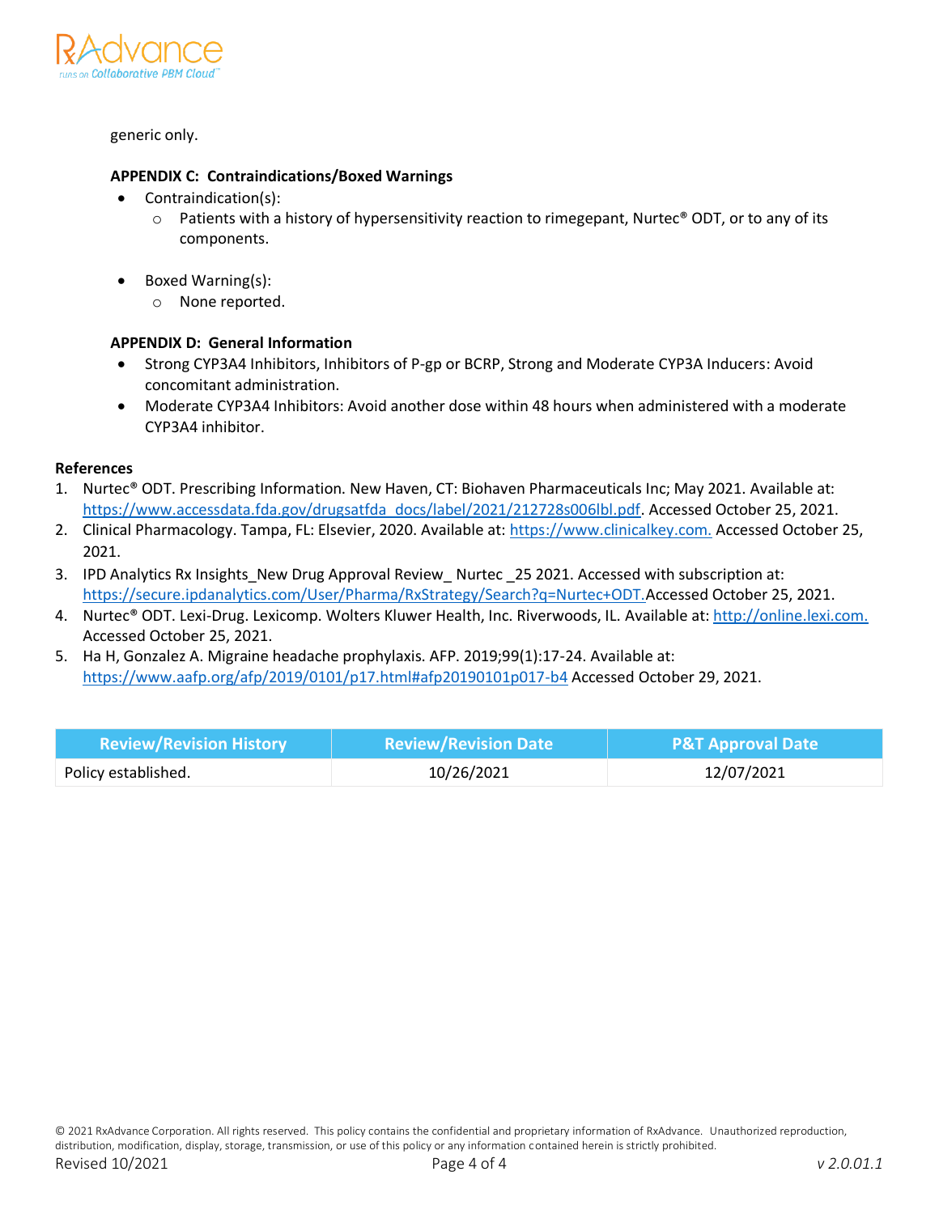generic only.

**APPENDIX C: Contraindications/Boxed Warnings**

- Contraindication(s):
  - Patients with a history of hypersensitivity reaction to rimegepant, Nurtec® ODT, or to any of its components.

- Boxed Warning(s):
  - None reported.

**APPENDIX D: General Information**

- Strong CYP3A4 Inhibitors, Inhibitors of P-gp or BCRP, Strong and Moderate CYP3A Inducers: Avoid concomitant administration.
- Moderate CYP3A4 Inhibitors: Avoid another dose within 48 hours when administered with a moderate CYP3A4 inhibitor.

**References**

1. Nurtec® ODT. Prescribing Information. New Haven, CT: Biohaven Pharmaceuticals Inc; May 2021. Available at: https://www.accessdata.fda.gov/drugsatfda_docs/label/2021/212728s006lbl.pdf. Accessed October 25, 2021.
2. Clinical Pharmacology. Tampa, FL: Elsevier, 2020. Available at: https://www.clinicalkey.com. Accessed October 25, 2021.
3. IPD Analytics Rx Insights_New Drug Approval Review_ Nurtec _25 2021. Accessed with subscription at: https://secure.ipdanalytics.com/User/Pharma/RxStrategy/Search?q=Nurtec+ODT. Accessed October 25, 2021.
4. Nurtec® ODT. Lexi-Drug. Lexicomp. Wolters Kluwer Health, Inc. Riverwoods, IL. Available at: http://online.lexi.com. Accessed October 25, 2021.
5. Ha H, Gonzalez A. Migraine headache prophylaxis. AFP. 2019;99(1):17-24. Available at: https://www.aafp.org/afp/2019/0101/p17.html#afp20190101p017-b4 Accessed October 29, 2021.

| Review/Revision History | Review/Revision Date | P&T Approval Date |
|---|---|---|
| Policy established. | 10/26/2021 | 12/07/2021 |

© 2021 RxAdvance Corporation. All rights reserved. This policy contains the confidential and proprietary information of RxAdvance. Unauthorized reproduction, distribution, modification, display, storage, transmission, or use of this policy or any information contained herein is strictly prohibited.